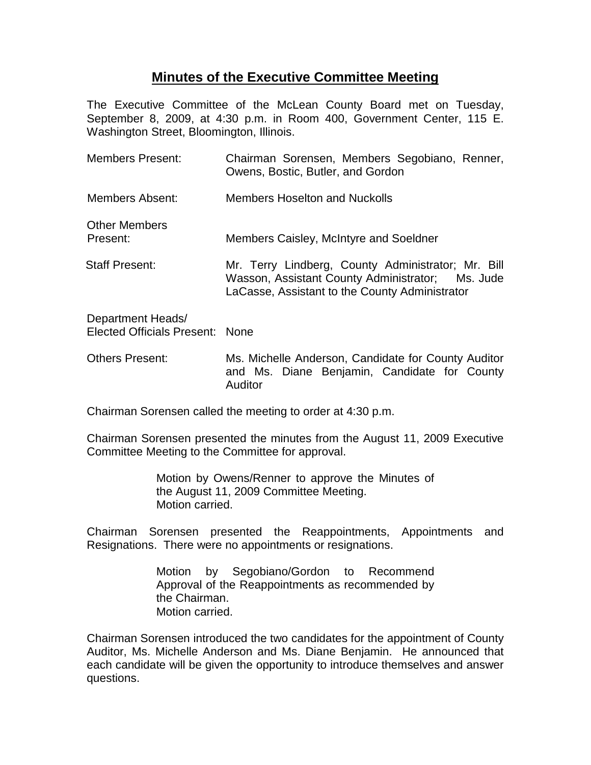# Minutes of the Executive Committee Meeting

The Executive Committee of the McLean County Board met on Tuesday, September 8, 2009, at 4:30 p.m. in Room 400, Government Center, 115 E. Washington Street, Bloomington, Illinois.

| | |
|---|---|
| Members Present: | Chairman Sorensen, Members Segobiano, Renner, Owens, Bostic, Butler, and Gordon |
| Members Absent: | Members Hoselton and Nuckolls |
| Other Members Present: | Members Caisley, McIntyre and Soeldner |
| Staff Present: | Mr. Terry Lindberg, County Administrator; Mr. Bill Wasson, Assistant County Administrator; Ms. Jude LaCasse, Assistant to the County Administrator |
| Department Heads/ Elected Officials Present: | None |
| Others Present: | Ms. Michelle Anderson, Candidate for County Auditor and Ms. Diane Benjamin, Candidate for County Auditor |

Chairman Sorensen called the meeting to order at 4:30 p.m.

Chairman Sorensen presented the minutes from the August 11, 2009 Executive Committee Meeting to the Committee for approval.

> Motion by Owens/Renner to approve the Minutes of the August 11, 2009 Committee Meeting.
> Motion carried.

Chairman Sorensen presented the Reappointments, Appointments and Resignations. There were no appointments or resignations.

> Motion by Segobiano/Gordon to Recommend Approval of the Reappointments as recommended by the Chairman.
> Motion carried.

Chairman Sorensen introduced the two candidates for the appointment of County Auditor, Ms. Michelle Anderson and Ms. Diane Benjamin. He announced that each candidate will be given the opportunity to introduce themselves and answer questions.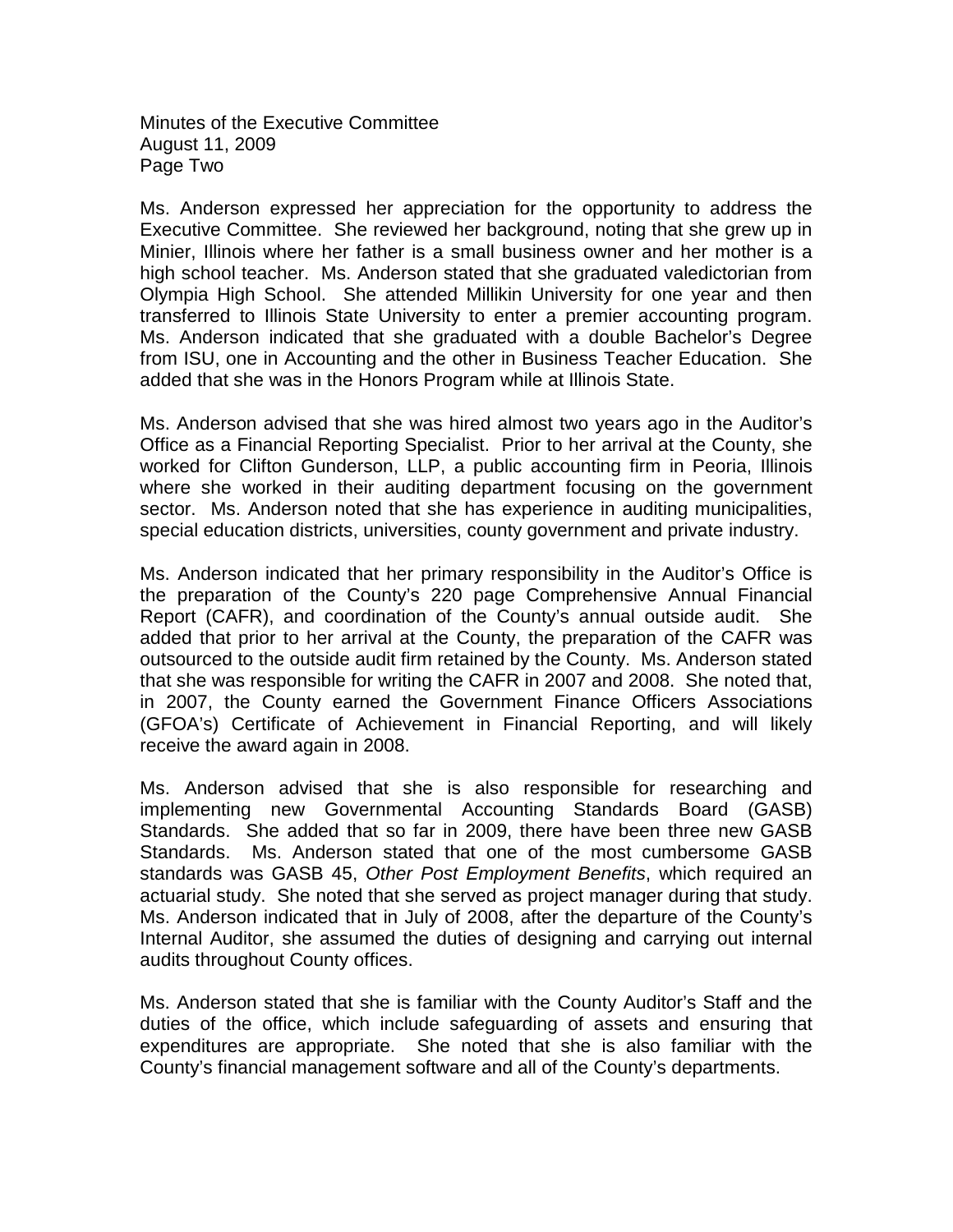Ms. Anderson expressed her appreciation for the opportunity to address the Executive Committee. She reviewed her background, noting that she grew up in Minier, Illinois where her father is a small business owner and her mother is a high school teacher. Ms. Anderson stated that she graduated valedictorian from Olympia High School. She attended Millikin University for one year and then transferred to Illinois State University to enter a premier accounting program. Ms. Anderson indicated that she graduated with a double Bachelor's Degree from ISU, one in Accounting and the other in Business Teacher Education. She added that she was in the Honors Program while at Illinois State.

Ms. Anderson advised that she was hired almost two years ago in the Auditor's Office as a Financial Reporting Specialist. Prior to her arrival at the County, she worked for Clifton Gunderson, LLP, a public accounting firm in Peoria, Illinois where she worked in their auditing department focusing on the government sector. Ms. Anderson noted that she has experience in auditing municipalities, special education districts, universities, county government and private industry.

Ms. Anderson indicated that her primary responsibility in the Auditor's Office is the preparation of the County's 220 page Comprehensive Annual Financial Report (CAFR), and coordination of the County's annual outside audit. She added that prior to her arrival at the County, the preparation of the CAFR was outsourced to the outside audit firm retained by the County. Ms. Anderson stated that she was responsible for writing the CAFR in 2007 and 2008. She noted that, in 2007, the County earned the Government Finance Officers Associations (GFOA's) Certificate of Achievement in Financial Reporting, and will likely receive the award again in 2008.

Ms. Anderson advised that she is also responsible for researching and implementing new Governmental Accounting Standards Board (GASB) Standards. She added that so far in 2009, there have been three new GASB Standards. Ms. Anderson stated that one of the most cumbersome GASB standards was GASB 45, *Other Post Employment Benefits*, which required an actuarial study. She noted that she served as project manager during that study. Ms. Anderson indicated that in July of 2008, after the departure of the County's Internal Auditor, she assumed the duties of designing and carrying out internal audits throughout County offices.

Ms. Anderson stated that she is familiar with the County Auditor's Staff and the duties of the office, which include safeguarding of assets and ensuring that expenditures are appropriate. She noted that she is also familiar with the County's financial management software and all of the County's departments.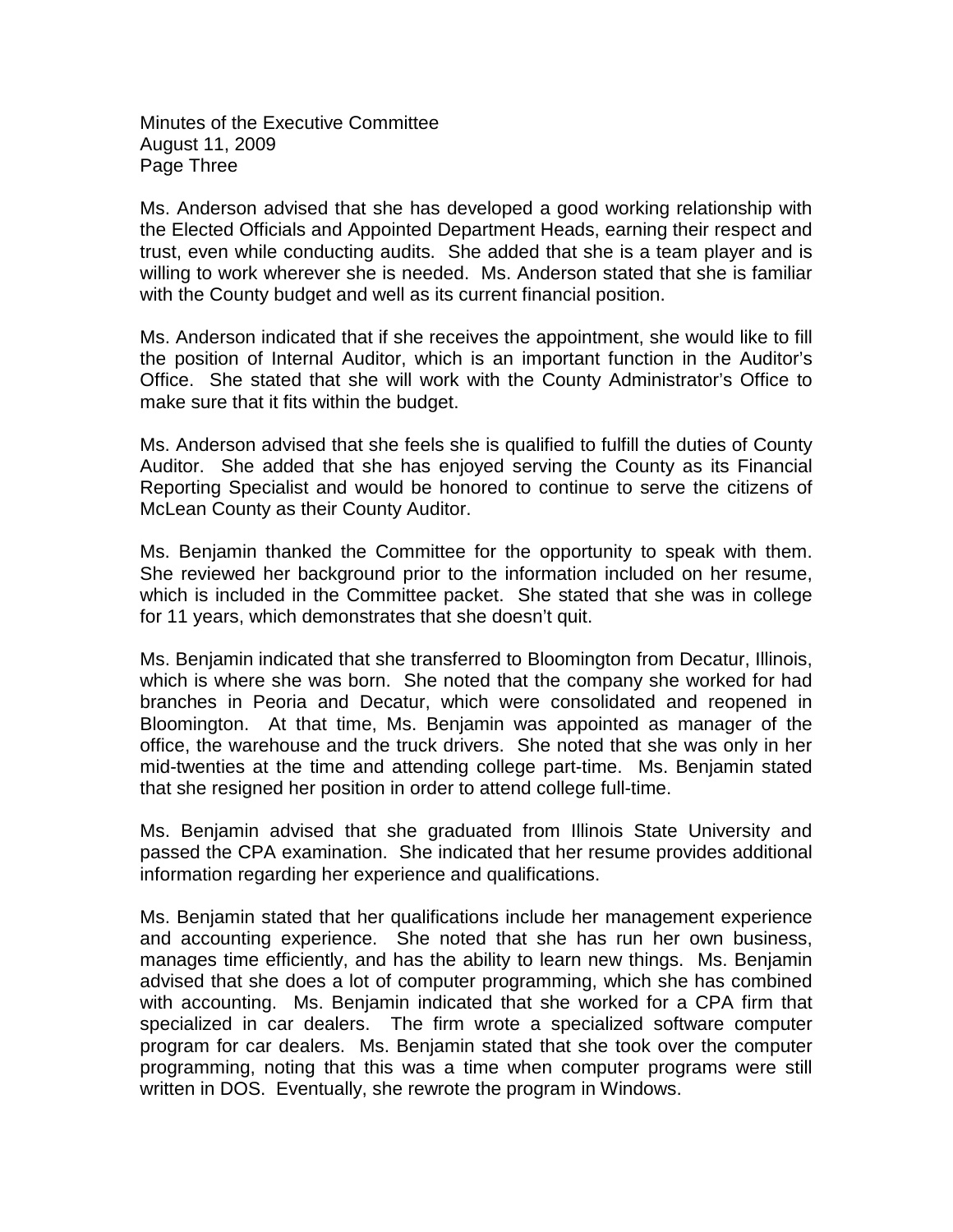Ms. Anderson advised that she has developed a good working relationship with the Elected Officials and Appointed Department Heads, earning their respect and trust, even while conducting audits. She added that she is a team player and is willing to work wherever she is needed. Ms. Anderson stated that she is familiar with the County budget and well as its current financial position.

Ms. Anderson indicated that if she receives the appointment, she would like to fill the position of Internal Auditor, which is an important function in the Auditor's Office. She stated that she will work with the County Administrator's Office to make sure that it fits within the budget.

Ms. Anderson advised that she feels she is qualified to fulfill the duties of County Auditor. She added that she has enjoyed serving the County as its Financial Reporting Specialist and would be honored to continue to serve the citizens of McLean County as their County Auditor.

Ms. Benjamin thanked the Committee for the opportunity to speak with them. She reviewed her background prior to the information included on her resume, which is included in the Committee packet. She stated that she was in college for 11 years, which demonstrates that she doesn't quit.

Ms. Benjamin indicated that she transferred to Bloomington from Decatur, Illinois, which is where she was born. She noted that the company she worked for had branches in Peoria and Decatur, which were consolidated and reopened in Bloomington. At that time, Ms. Benjamin was appointed as manager of the office, the warehouse and the truck drivers. She noted that she was only in her mid-twenties at the time and attending college part-time. Ms. Benjamin stated that she resigned her position in order to attend college full-time.

Ms. Benjamin advised that she graduated from Illinois State University and passed the CPA examination. She indicated that her resume provides additional information regarding her experience and qualifications.

Ms. Benjamin stated that her qualifications include her management experience and accounting experience. She noted that she has run her own business, manages time efficiently, and has the ability to learn new things. Ms. Benjamin advised that she does a lot of computer programming, which she has combined with accounting. Ms. Benjamin indicated that she worked for a CPA firm that specialized in car dealers. The firm wrote a specialized software computer program for car dealers. Ms. Benjamin stated that she took over the computer programming, noting that this was a time when computer programs were still written in DOS. Eventually, she rewrote the program in Windows.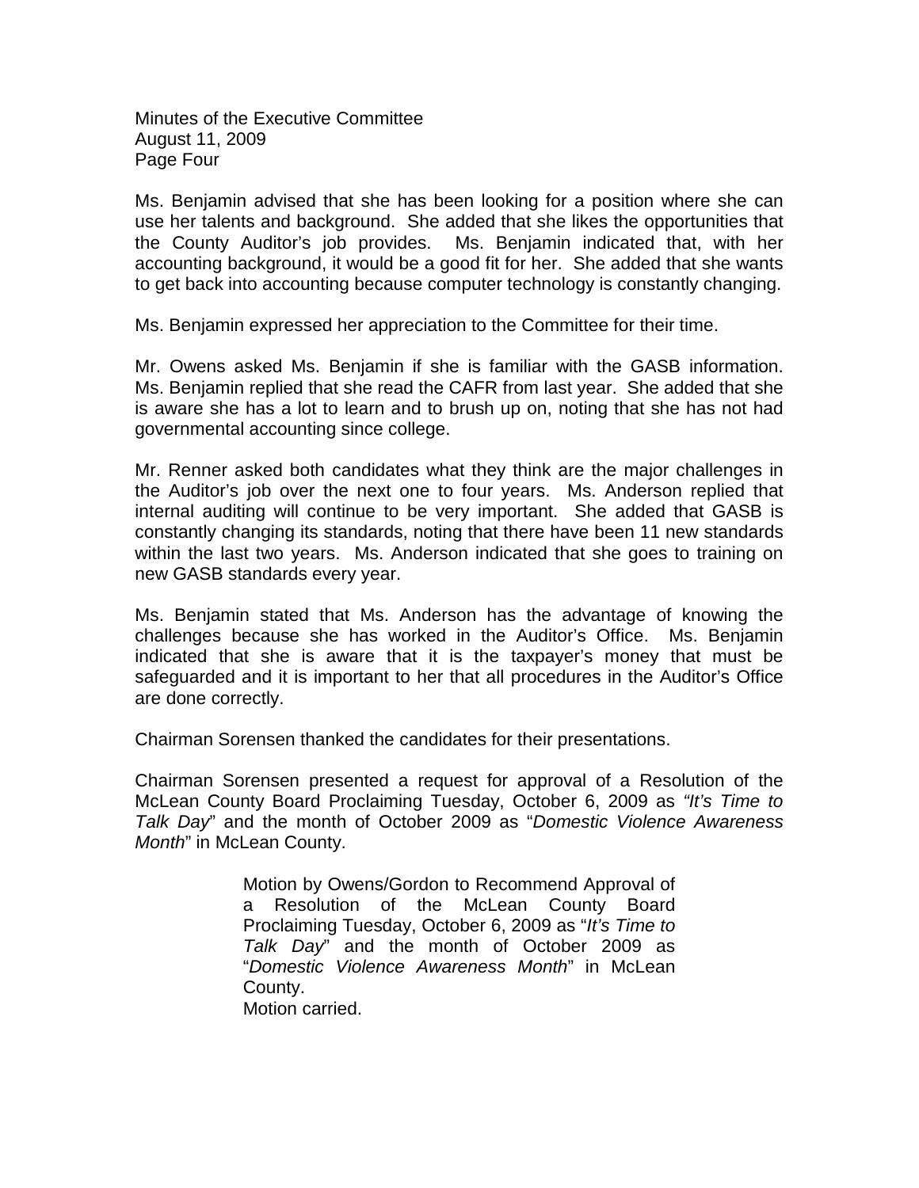Ms. Benjamin advised that she has been looking for a position where she can use her talents and background. She added that she likes the opportunities that the County Auditor's job provides. Ms. Benjamin indicated that, with her accounting background, it would be a good fit for her. She added that she wants to get back into accounting because computer technology is constantly changing.

Ms. Benjamin expressed her appreciation to the Committee for their time.

Mr. Owens asked Ms. Benjamin if she is familiar with the GASB information. Ms. Benjamin replied that she read the CAFR from last year. She added that she is aware she has a lot to learn and to brush up on, noting that she has not had governmental accounting since college.

Mr. Renner asked both candidates what they think are the major challenges in the Auditor's job over the next one to four years. Ms. Anderson replied that internal auditing will continue to be very important. She added that GASB is constantly changing its standards, noting that there have been 11 new standards within the last two years. Ms. Anderson indicated that she goes to training on new GASB standards every year.

Ms. Benjamin stated that Ms. Anderson has the advantage of knowing the challenges because she has worked in the Auditor's Office. Ms. Benjamin indicated that she is aware that it is the taxpayer's money that must be safeguarded and it is important to her that all procedures in the Auditor's Office are done correctly.

Chairman Sorensen thanked the candidates for their presentations.

Chairman Sorensen presented a request for approval of a Resolution of the McLean County Board Proclaiming Tuesday, October 6, 2009 as *"It's Time to Talk Day"* and the month of October 2009 as "*Domestic Violence Awareness Month*" in McLean County.

> Motion by Owens/Gordon to Recommend Approval of a Resolution of the McLean County Board Proclaiming Tuesday, October 6, 2009 as "*It's Time to Talk Day*" and the month of October 2009 as "*Domestic Violence Awareness Month*" in McLean County.
> Motion carried.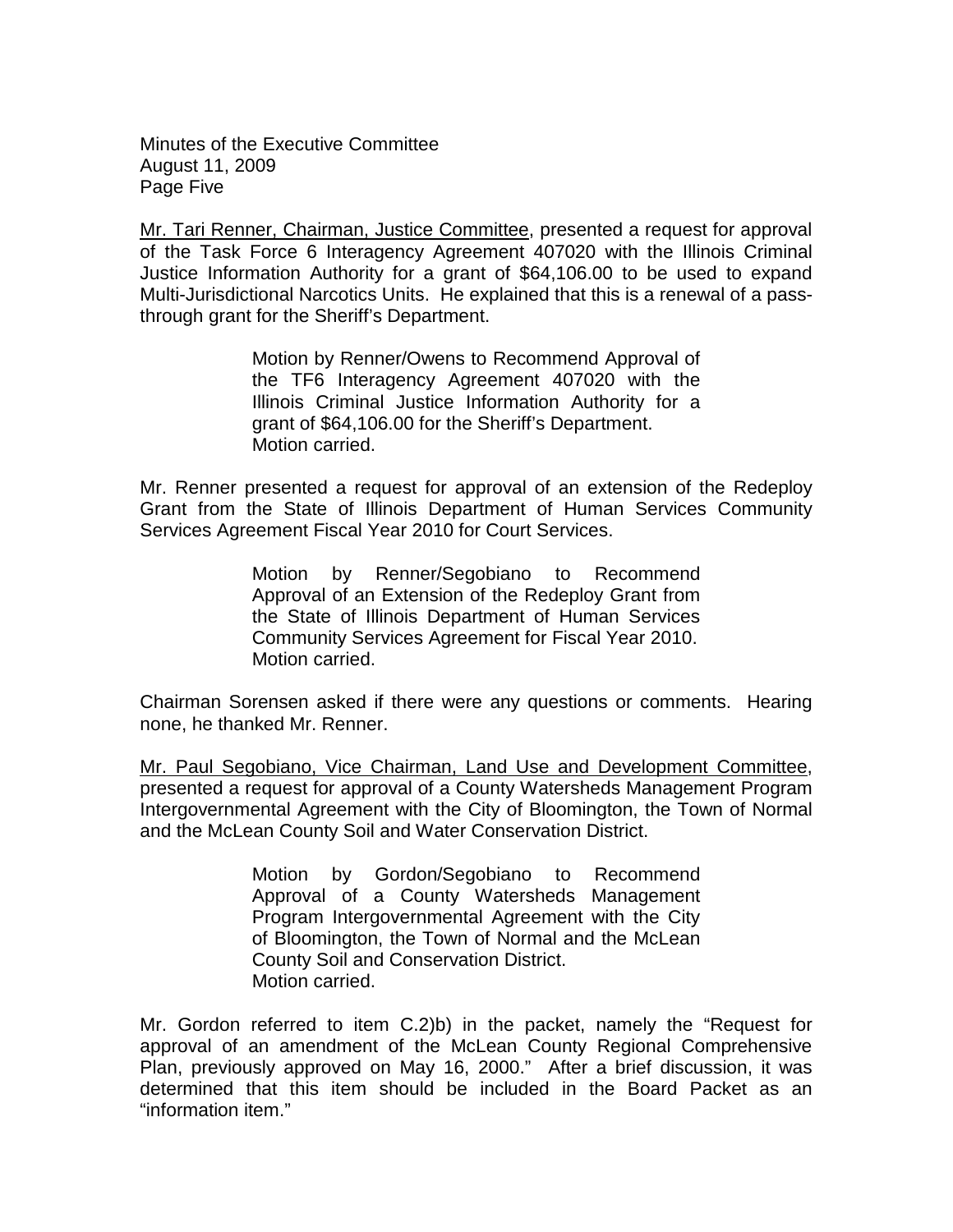Mr. Tari Renner, Chairman, Justice Committee, presented a request for approval of the Task Force 6 Interagency Agreement 407020 with the Illinois Criminal Justice Information Authority for a grant of $64,106.00 to be used to expand Multi-Jurisdictional Narcotics Units. He explained that this is a renewal of a pass-through grant for the Sheriff's Department.

> Motion by Renner/Owens to Recommend Approval of the TF6 Interagency Agreement 407020 with the Illinois Criminal Justice Information Authority for a grant of $64,106.00 for the Sheriff's Department.
> Motion carried.

Mr. Renner presented a request for approval of an extension of the Redeploy Grant from the State of Illinois Department of Human Services Community Services Agreement Fiscal Year 2010 for Court Services.

> Motion by Renner/Segobiano to Recommend Approval of an Extension of the Redeploy Grant from the State of Illinois Department of Human Services Community Services Agreement for Fiscal Year 2010.
> Motion carried.

Chairman Sorensen asked if there were any questions or comments. Hearing none, he thanked Mr. Renner.

Mr. Paul Segobiano, Vice Chairman, Land Use and Development Committee, presented a request for approval of a County Watersheds Management Program Intergovernmental Agreement with the City of Bloomington, the Town of Normal and the McLean County Soil and Water Conservation District.

> Motion by Gordon/Segobiano to Recommend Approval of a County Watersheds Management Program Intergovernmental Agreement with the City of Bloomington, the Town of Normal and the McLean County Soil and Conservation District.
> Motion carried.

Mr. Gordon referred to item C.2)b) in the packet, namely the "Request for approval of an amendment of the McLean County Regional Comprehensive Plan, previously approved on May 16, 2000." After a brief discussion, it was determined that this item should be included in the Board Packet as an "information item."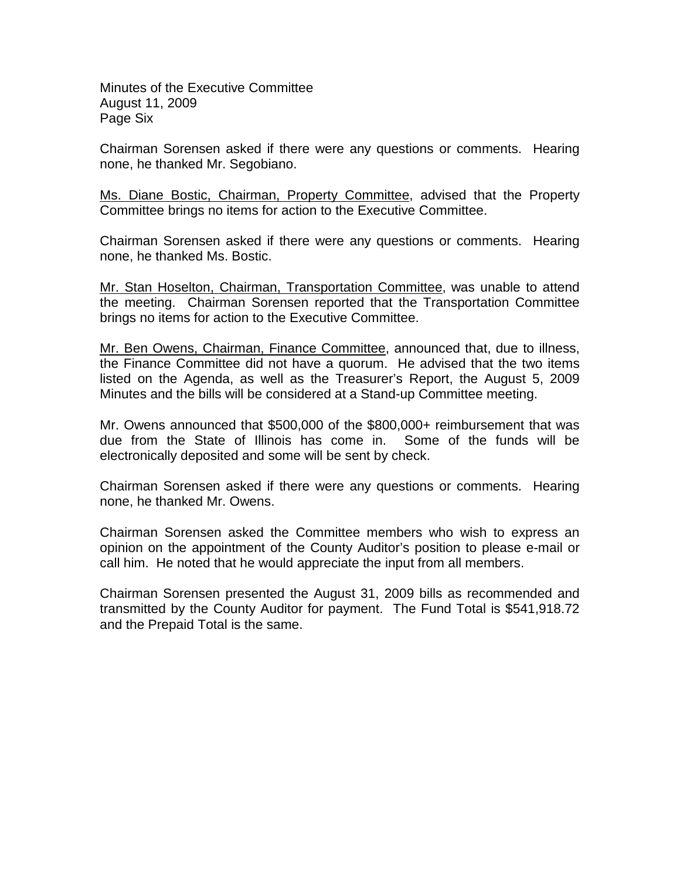Chairman Sorensen asked if there were any questions or comments. Hearing none, he thanked Mr. Segobiano.

Ms. Diane Bostic, Chairman, Property Committee, advised that the Property Committee brings no items for action to the Executive Committee.

Chairman Sorensen asked if there were any questions or comments. Hearing none, he thanked Ms. Bostic.

Mr. Stan Hoselton, Chairman, Transportation Committee, was unable to attend the meeting. Chairman Sorensen reported that the Transportation Committee brings no items for action to the Executive Committee.

Mr. Ben Owens, Chairman, Finance Committee, announced that, due to illness, the Finance Committee did not have a quorum. He advised that the two items listed on the Agenda, as well as the Treasurer's Report, the August 5, 2009 Minutes and the bills will be considered at a Stand-up Committee meeting.

Mr. Owens announced that $500,000 of the $800,000+ reimbursement that was due from the State of Illinois has come in. Some of the funds will be electronically deposited and some will be sent by check.

Chairman Sorensen asked if there were any questions or comments. Hearing none, he thanked Mr. Owens.

Chairman Sorensen asked the Committee members who wish to express an opinion on the appointment of the County Auditor's position to please e-mail or call him. He noted that he would appreciate the input from all members.

Chairman Sorensen presented the August 31, 2009 bills as recommended and transmitted by the County Auditor for payment. The Fund Total is $541,918.72 and the Prepaid Total is the same.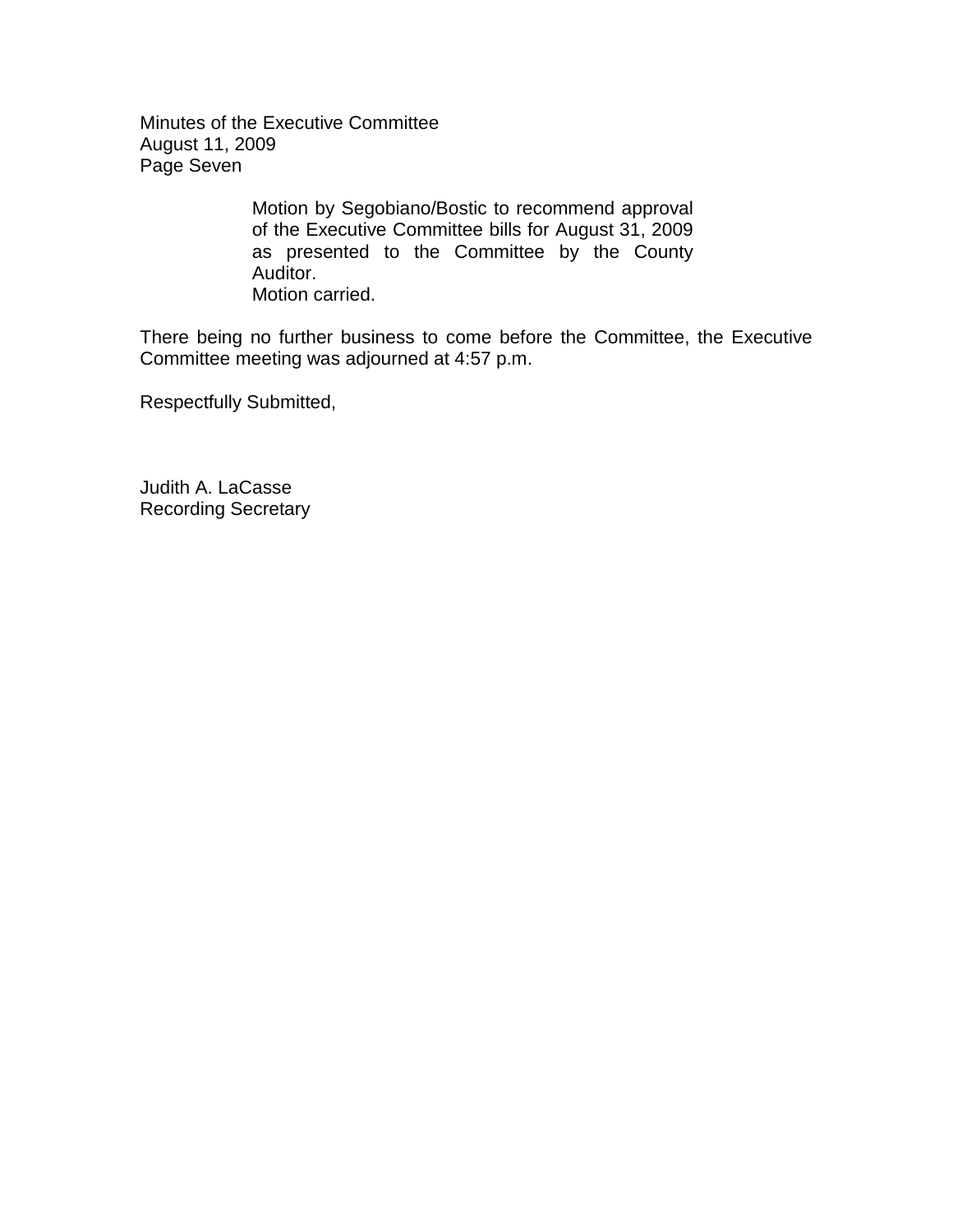Minutes of the Executive Committee
August 11, 2009
Page Seven

> Motion by Segobiano/Bostic to recommend approval of the Executive Committee bills for August 31, 2009 as presented to the Committee by the County Auditor.
> Motion carried.

There being no further business to come before the Committee, the Executive Committee meeting was adjourned at 4:57 p.m.

Respectfully Submitted,

Judith A. LaCasse
Recording Secretary